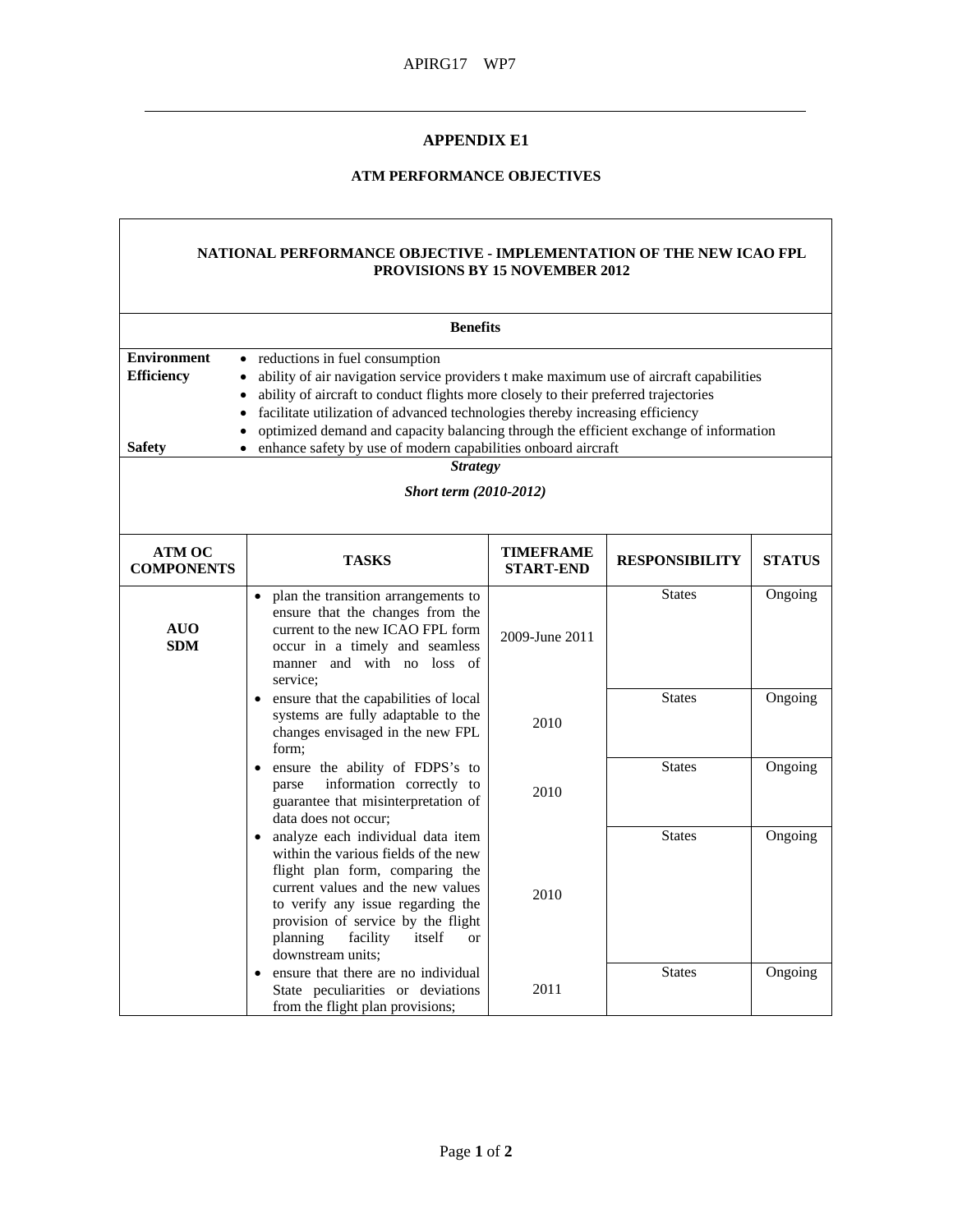# APPENDIX E1

## ATM PERFORMANCE OBJECTIVES

**NATIONAL PERFORMANCE OBJECTIVE - IMPLEMENTATION OF THE NEW ICAO FPL PROVISIONS BY 15 NOVEMBER 2012**

**Benefits**

**Environment**
- reductions in fuel consumption

**Efficiency**
- ability of air navigation service providers t make maximum use of aircraft capabilities
- ability of aircraft to conduct flights more closely to their preferred trajectories
- facilitate utilization of advanced technologies thereby increasing efficiency
- optimized demand and capacity balancing through the efficient exchange of information

**Safety**
- enhance safety by use of modern capabilities onboard aircraft

***Strategy***

***Short term (2010-2012)***

| ATM OC COMPONENTS | TASKS | TIMEFRAME START-END | RESPONSIBILITY | STATUS |
|---|---|---|---|---|
| AUO<br>SDM | • plan the transition arrangements to ensure that the changes from the current to the new ICAO FPL form occur in a timely and seamless manner and with no loss of service; | 2009-June 2011 | States | Ongoing |
| | • ensure that the capabilities of local systems are fully adaptable to the changes envisaged in the new FPL form; | 2010 | States | Ongoing |
| | • ensure the ability of FDPS's to parse information correctly to guarantee that misinterpretation of data does not occur; | 2010 | States | Ongoing |
| | • analyze each individual data item within the various fields of the new flight plan form, comparing the current values and the new values to verify any issue regarding the provision of service by the flight planning facility itself or downstream units; | 2010 | States | Ongoing |
| | • ensure that there are no individual State peculiarities or deviations from the flight plan provisions; | 2011 | States | Ongoing |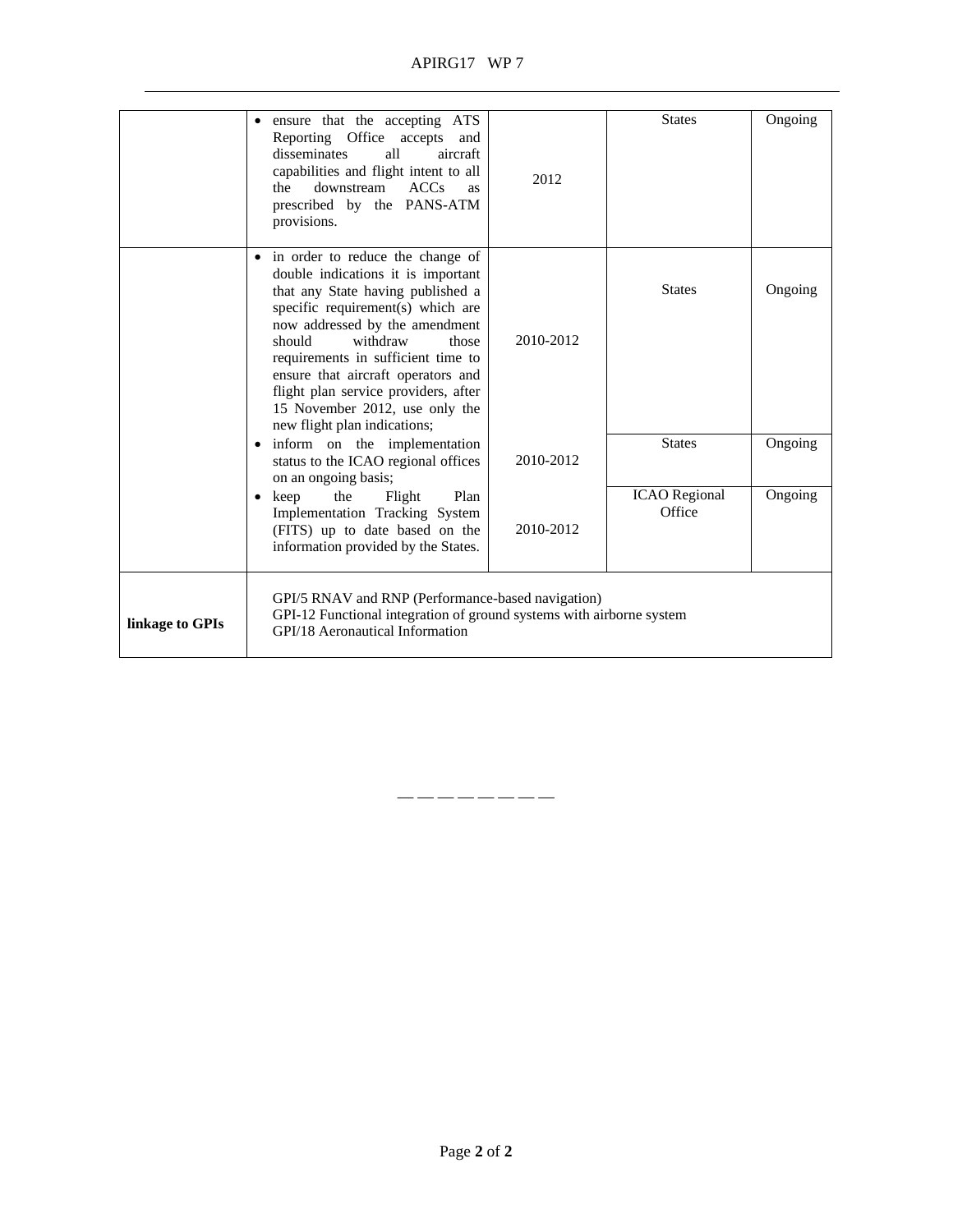| | | | | |
|---|---|---|---|---|
| | • ensure that the accepting ATS Reporting Office accepts and disseminates all aircraft capabilities and flight intent to all the downstream ACCs as prescribed by the PANS-ATM provisions. | 2012 | States | Ongoing |
| | • in order to reduce the change of double indications it is important that any State having published a specific requirement(s) which are now addressed by the amendment should withdraw those requirements in sufficient time to ensure that aircraft operators and flight plan service providers, after 15 November 2012, use only the new flight plan indications; | 2010-2012 | States | Ongoing |
| | • inform on the implementation status to the ICAO regional offices on an ongoing basis; | 2010-2012 | States | Ongoing |
| | • keep the Flight Plan Implementation Tracking System (FITS) up to date based on the information provided by the States. | 2010-2012 | ICAO Regional Office | Ongoing |
| **linkage to GPIs** | GPI/5 RNAV and RNP (Performance-based navigation)<br>GPI-12 Functional integration of ground systems with airborne system<br>GPI/18 Aeronautical Information | | | |

— — — — — — — —